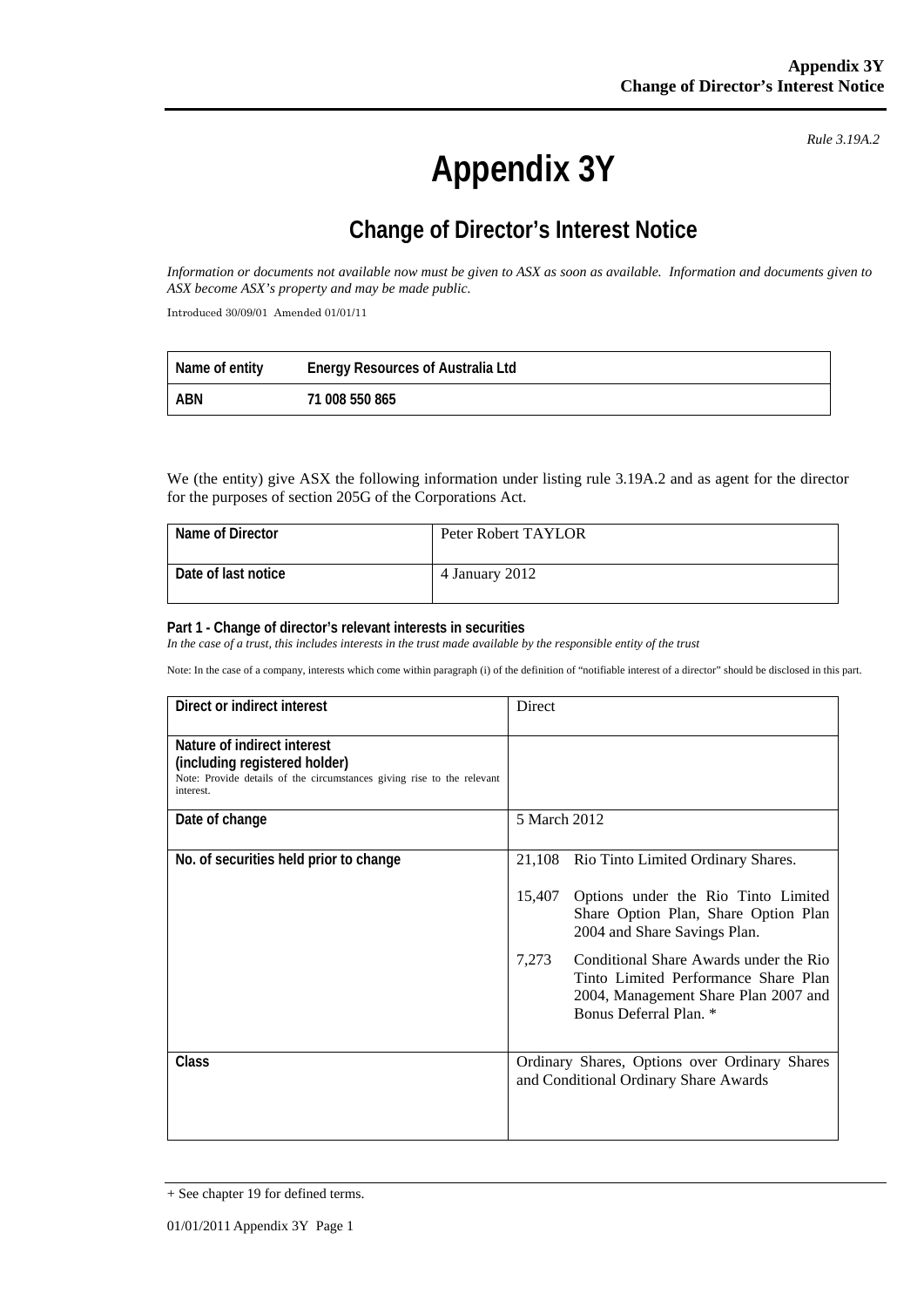*Rule 3.19A.2*

# Appendix 3Y

## Change of Director's Interest Notice

*Information or documents not available now must be given to ASX as soon as available. Information and documents given to ASX become ASX's property and may be made public.*

Introduced 30/09/01 Amended 01/01/11

| Name of entity | Energy Resources of Australia Ltd |
|---|---|
| ABN | 71 008 550 865 |

We (the entity) give ASX the following information under listing rule 3.19A.2 and as agent for the director for the purposes of section 205G of the Corporations Act.

| Name of Director | Peter Robert TAYLOR |
|---|---|
| Date of last notice | 4 January 2012 |

**Part 1 - Change of director's relevant interests in securities**

*In the case of a trust, this includes interests in the trust made available by the responsible entity of the trust*

Note: In the case of a company, interests which come within paragraph (i) of the definition of "notifiable interest of a director" should be disclosed in this part.

| Direct or indirect interest | Direct |
|---|---|
| **Nature of indirect interest (including registered holder)**<br>Note: Provide details of the circumstances giving rise to the relevant interest. | |
| **Date of change** | 5 March 2012 |
| **No. of securities held prior to change** | 21,108 Rio Tinto Limited Ordinary Shares.<br><br>15,407 Options under the Rio Tinto Limited Share Option Plan, Share Option Plan 2004 and Share Savings Plan.<br><br>7,273 Conditional Share Awards under the Rio Tinto Limited Performance Share Plan 2004, Management Share Plan 2007 and Bonus Deferral Plan. * |
| **Class** | Ordinary Shares, Options over Ordinary Shares and Conditional Ordinary Share Awards |

+ See chapter 19 for defined terms.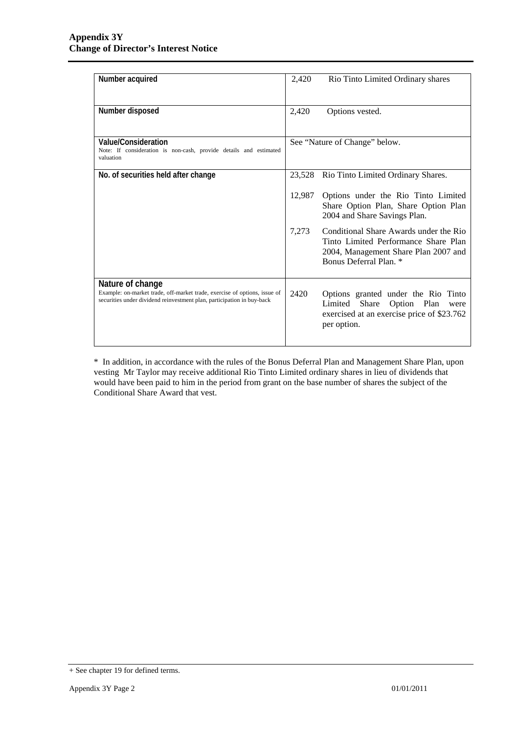| | |
|---|---|
| **Number acquired** | 2,420 Rio Tinto Limited Ordinary shares |
| **Number disposed** | 2,420 Options vested. |
| **Value/Consideration**<br>Note: If consideration is non-cash, provide details and estimated valuation | See "Nature of Change" below. |
| **No. of securities held after change** | 23,528 Rio Tinto Limited Ordinary Shares.<br><br>12,987 Options under the Rio Tinto Limited Share Option Plan, Share Option Plan 2004 and Share Savings Plan.<br><br>7,273 Conditional Share Awards under the Rio Tinto Limited Performance Share Plan 2004, Management Share Plan 2007 and Bonus Deferral Plan. * |
| **Nature of change**<br>Example: on-market trade, off-market trade, exercise of options, issue of securities under dividend reinvestment plan, participation in buy-back | 2420 Options granted under the Rio Tinto Limited Share Option Plan were exercised at an exercise price of $23.762 per option. |

* In addition, in accordance with the rules of the Bonus Deferral Plan and Management Share Plan, upon vesting Mr Taylor may receive additional Rio Tinto Limited ordinary shares in lieu of dividends that would have been paid to him in the period from grant on the base number of shares the subject of the Conditional Share Award that vest.

+ See chapter 19 for defined terms.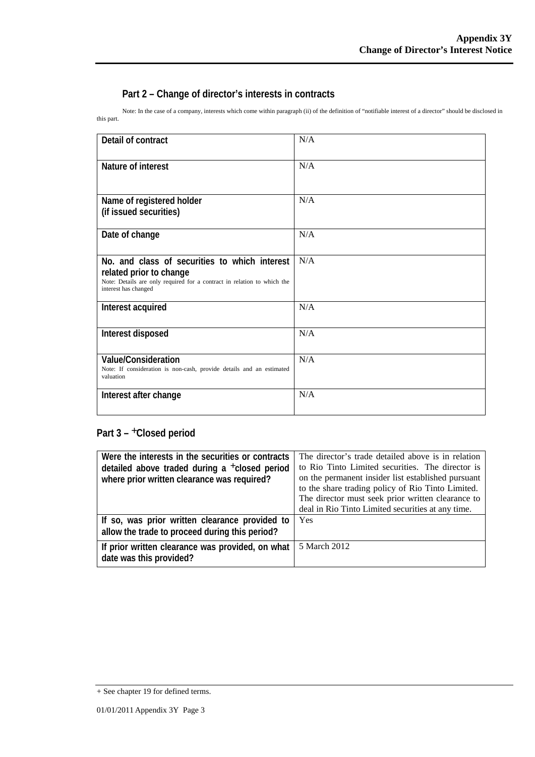## Part 2 – Change of director's interests in contracts

Note: In the case of a company, interests which come within paragraph (ii) of the definition of "notifiable interest of a director" should be disclosed in this part.

| | |
|---|---|
| **Detail of contract** | N/A |
| **Nature of interest** | N/A |
| **Name of registered holder (if issued securities)** | N/A |
| **Date of change** | N/A |
| **No. and class of securities to which interest related prior to change** Note: Details are only required for a contract in relation to which the interest has changed | N/A |
| **Interest acquired** | N/A |
| **Interest disposed** | N/A |
| **Value/Consideration** Note: If consideration is non-cash, provide details and an estimated valuation | N/A |
| **Interest after change** | N/A |

## Part 3 – +Closed period

| | |
|---|---|
| **Were the interests in the securities or contracts detailed above traded during a +closed period where prior written clearance was required?** | The director's trade detailed above is in relation to Rio Tinto Limited securities. The director is on the permanent insider list established pursuant to the share trading policy of Rio Tinto Limited. The director must seek prior written clearance to deal in Rio Tinto Limited securities at any time. |
| **If so, was prior written clearance provided to allow the trade to proceed during this period?** | Yes |
| **If prior written clearance was provided, on what date was this provided?** | 5 March 2012 |

+ See chapter 19 for defined terms.